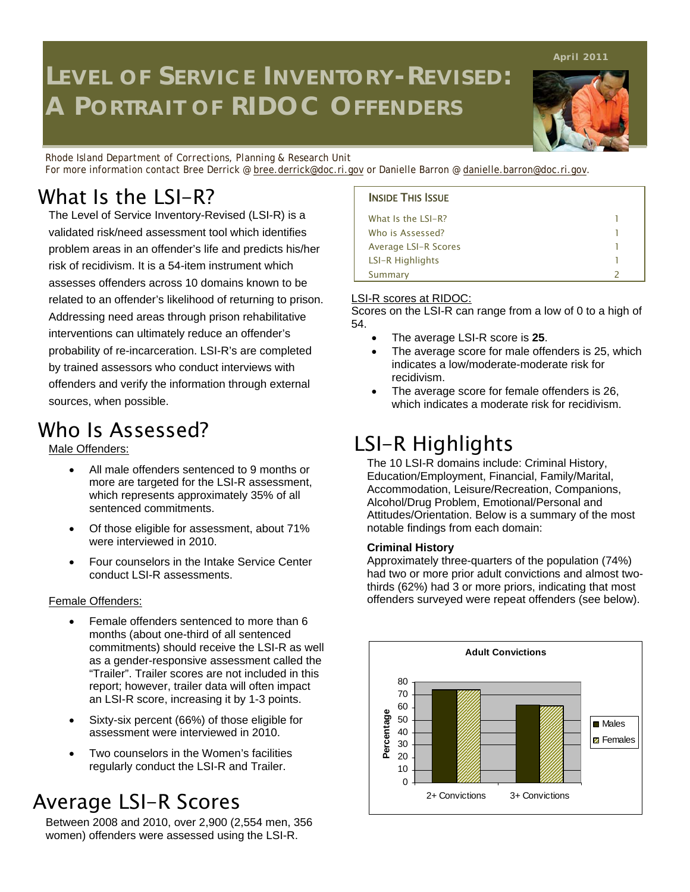April 2011

# Level of Service Inventory-Revised: A Portrait of RIDOC Offenders

Rhode Island Department of Corrections, Planning & Research Unit
For more information contact Bree Derrick @ bree.derrick@doc.ri.gov or Danielle Barron @ danielle.barron@doc.ri.gov.

## What Is the LSI-R?

The Level of Service Inventory-Revised (LSI-R) is a validated risk/need assessment tool which identifies problem areas in an offender's life and predicts his/her risk of recidivism. It is a 54-item instrument which assesses offenders across 10 domains known to be related to an offender's likelihood of returning to prison. Addressing need areas through prison rehabilitative interventions can ultimately reduce an offender's probability of re-incarceration. LSI-R's are completed by trained assessors who conduct interviews with offenders and verify the information through external sources, when possible.

## Who Is Assessed?

Male Offenders:

- All male offenders sentenced to 9 months or more are targeted for the LSI-R assessment, which represents approximately 35% of all sentenced commitments.
- Of those eligible for assessment, about 71% were interviewed in 2010.
- Four counselors in the Intake Service Center conduct LSI-R assessments.

Female Offenders:

- Female offenders sentenced to more than 6 months (about one-third of all sentenced commitments) should receive the LSI-R as well as a gender-responsive assessment called the "Trailer". Trailer scores are not included in this report; however, trailer data will often impact an LSI-R score, increasing it by 1-3 points.
- Sixty-six percent (66%) of those eligible for assessment were interviewed in 2010.
- Two counselors in the Women's facilities regularly conduct the LSI-R and Trailer.

## Average LSI-R Scores

Between 2008 and 2010, over 2,900 (2,554 men, 356 women) offenders were assessed using the LSI-R.

**Inside This Issue**

| | |
|---|---|
| What Is the LSI-R? | 1 |
| Who is Assessed? | 1 |
| Average LSI-R Scores | 1 |
| LSI-R Highlights | 1 |
| Summary | 2 |

LSI-R scores at RIDOC:

Scores on the LSI-R can range from a low of 0 to a high of 54.

- The average LSI-R score is **25**.
- The average score for male offenders is 25, which indicates a low/moderate-moderate risk for recidivism.
- The average score for female offenders is 26, which indicates a moderate risk for recidivism.

## LSI-R Highlights

The 10 LSI-R domains include: Criminal History, Education/Employment, Financial, Family/Marital, Accommodation, Leisure/Recreation, Companions, Alcohol/Drug Problem, Emotional/Personal and Attitudes/Orientation. Below is a summary of the most notable findings from each domain:

**Criminal History**

Approximately three-quarters of the population (74%) had two or more prior adult convictions and almost two-thirds (62%) had 3 or more priors, indicating that most offenders surveyed were repeat offenders (see below).

**Adult Convictions**

| | Males | Females |
|---|---|---|
| 2+ Convictions | ~74 | ~74 |
| 3+ Convictions | ~62 | ~62 |

(Y-axis: Percentage, 0–80)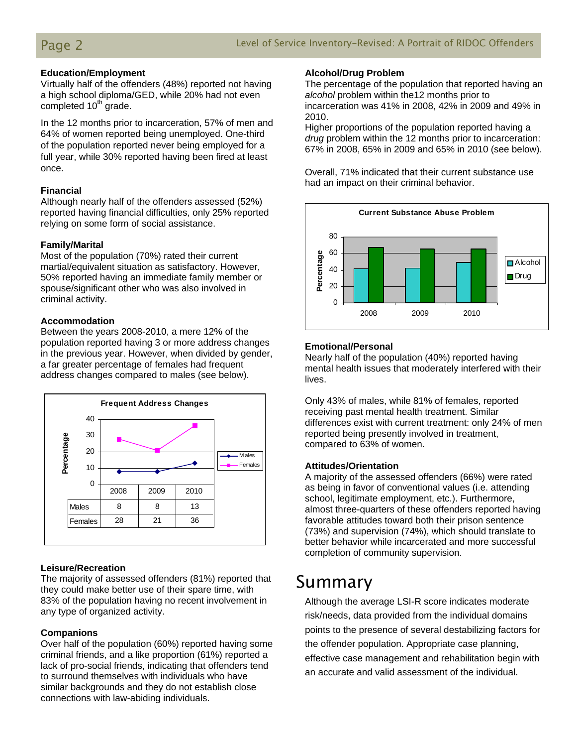### Education/Employment

Virtually half of the offenders (48%) reported not having a high school diploma/GED, while 20% had not even completed 10th grade.

In the 12 months prior to incarceration, 57% of men and 64% of women reported being unemployed. One-third of the population reported never being employed for a full year, while 30% reported having been fired at least once.

### Financial

Although nearly half of the offenders assessed (52%) reported having financial difficulties, only 25% reported relying on some form of social assistance.

### Family/Marital

Most of the population (70%) rated their current martial/equivalent situation as satisfactory. However, 50% reported having an immediate family member or spouse/significant other who was also involved in criminal activity.

### Accommodation

Between the years 2008-2010, a mere 12% of the population reported having 3 or more address changes in the previous year. However, when divided by gender, a far greater percentage of females had frequent address changes compared to males (see below).

Frequent Address Changes

Percentage

40
30
20
10
0

Males
Females

| | 2008 | 2009 | 2010 |
|---|---|---|---|
| Males | 8 | 8 | 13 |
| Females | 28 | 21 | 36 |

### Leisure/Recreation

The majority of assessed offenders (81%) reported that they could make better use of their spare time, with 83% of the population having no recent involvement in any type of organized activity.

### Companions

Over half of the population (60%) reported having some criminal friends, and a like proportion (61%) reported a lack of pro-social friends, indicating that offenders tend to surround themselves with individuals who have similar backgrounds and they do not establish close connections with law-abiding individuals.

### Alcohol/Drug Problem

The percentage of the population that reported having an *alcohol* problem within the12 months prior to incarceration was 41% in 2008, 42% in 2009 and 49% in 2010.

Higher proportions of the population reported having a *drug* problem within the 12 months prior to incarceration: 67% in 2008, 65% in 2009 and 65% in 2010 (see below).

Overall, 71% indicated that their current substance use had an impact on their criminal behavior.

Current Substance Abuse Problem

Percentage

80
60
40
20
0

2008
2009
2010

Alcohol
Drug

### Emotional/Personal

Nearly half of the population (40%) reported having mental health issues that moderately interfered with their lives.

Only 43% of males, while 81% of females, reported receiving past mental health treatment. Similar differences exist with current treatment: only 24% of men reported being presently involved in treatment, compared to 63% of women.

### Attitudes/Orientation

A majority of the assessed offenders (66%) were rated as being in favor of conventional values (i.e. attending school, legitimate employment, etc.). Furthermore, almost three-quarters of these offenders reported having favorable attitudes toward both their prison sentence (73%) and supervision (74%), which should translate to better behavior while incarcerated and more successful completion of community supervision.

## Summary

Although the average LSI-R score indicates moderate risk/needs, data provided from the individual domains points to the presence of several destabilizing factors for the offender population. Appropriate case planning, effective case management and rehabilitation begin with an accurate and valid assessment of the individual.